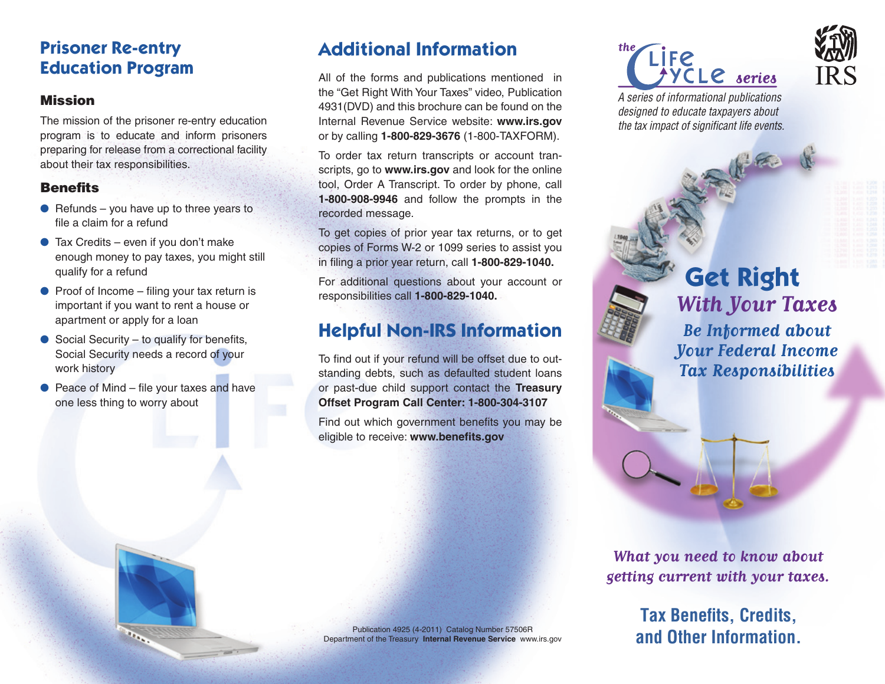## Prisoner Re-entry Education Program

### Mission

The mission of the prisoner re-entry education program is to educate and inform prisoners preparing for release from a correctional facility about their tax responsibilities.

### Benefits

- Refunds – you have up to three years to file a claim for a refund
- Tax Credits – even if you don't make enough money to pay taxes, you might still qualify for a refund
- Proof of Income – filing your tax return is important if you want to rent a house or apartment or apply for a loan
- Social Security – to qualify for benefits, Social Security needs a record of your work history
- Peace of Mind – file your taxes and have one less thing to worry about

## Additional Information

All of the forms and publications mentioned in the "Get Right With Your Taxes" video, Publication 4931(DVD) and this brochure can be found on the Internal Revenue Service website: **www.irs.gov** or by calling **1-800-829-3676** (1-800-TAXFORM).

To order tax return transcripts or account transcripts, go to **www.irs.gov** and look for the online tool, Order A Transcript. To order by phone, call **1-800-908-9946** and follow the prompts in the recorded message.

To get copies of prior year tax returns, or to get copies of Forms W-2 or 1099 series to assist you in filing a prior year return, call **1-800-829-1040.**

For additional questions about your account or responsibilities call **1-800-829-1040.**

## Helpful Non-IRS Information

To find out if your refund will be offset due to outstanding debts, such as defaulted student loans or past-due child support contact the **Treasury Offset Program Call Center: 1-800-304-3107**

Find out which government benefits you may be eligible to receive: **www.benefits.gov**

Publication 4925 (4-2011) Catalog Number 57506R
Department of the Treasury **Internal Revenue Service** www.irs.gov

*the* LIFE CYCLE *series*

IRS

*A series of informational publications designed to educate taxpayers about the tax impact of significant life events.*

# Get Right *With Your Taxes*

## *Be Informed about Your Federal Income Tax Responsibilities*

*What you need to know about getting current with your taxes.*

**Tax Benefits, Credits, and Other Information.**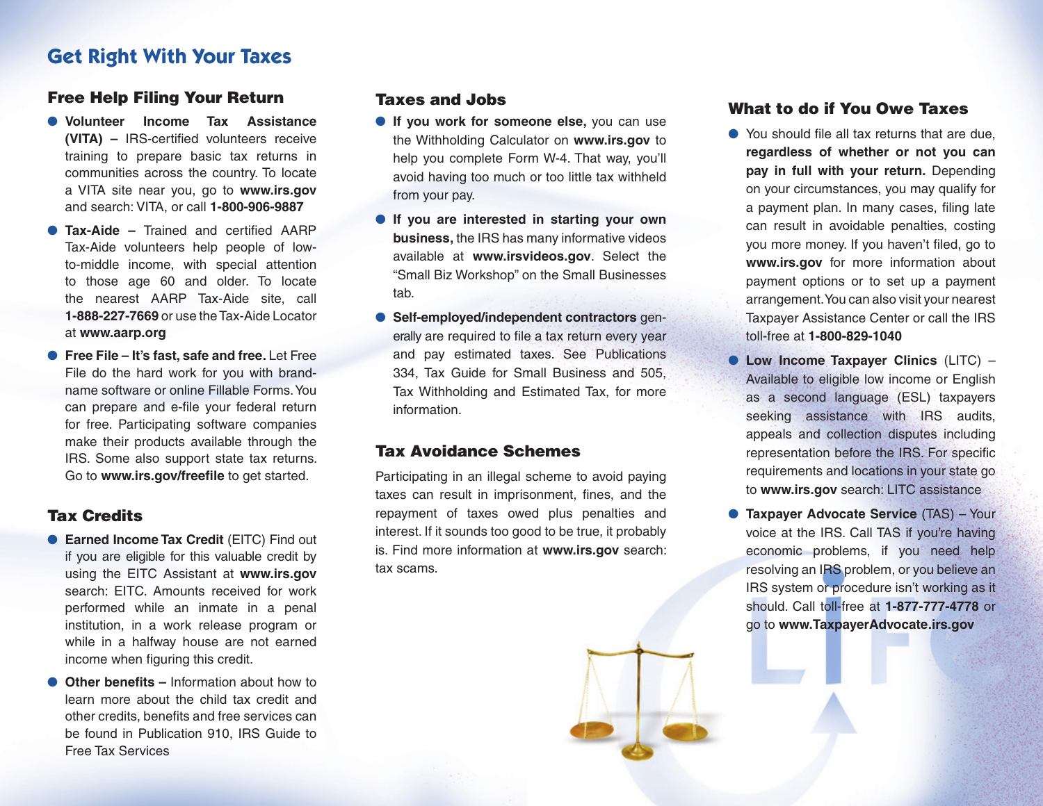# Get Right With Your Taxes

## Free Help Filing Your Return

- **Volunteer Income Tax Assistance (VITA) –** IRS-certified volunteers receive training to prepare basic tax returns in communities across the country. To locate a VITA site near you, go to **www.irs.gov** and search: VITA, or call **1-800-906-9887**
- **Tax-Aide –** Trained and certified AARP Tax-Aide volunteers help people of low-to-middle income, with special attention to those age 60 and older. To locate the nearest AARP Tax-Aide site, call **1-888-227-7669** or use the Tax-Aide Locator at **www.aarp.org**
- **Free File – It's fast, safe and free.** Let Free File do the hard work for you with brand-name software or online Fillable Forms. You can prepare and e-file your federal return for free. Participating software companies make their products available through the IRS. Some also support state tax returns. Go to **www.irs.gov/freefile** to get started.

## Tax Credits

- **Earned Income Tax Credit** (EITC) Find out if you are eligible for this valuable credit by using the EITC Assistant at **www.irs.gov** search: EITC. Amounts received for work performed while an inmate in a penal institution, in a work release program or while in a halfway house are not earned income when figuring this credit.
- **Other benefits –** Information about how to learn more about the child tax credit and other credits, benefits and free services can be found in Publication 910, IRS Guide to Free Tax Services

## Taxes and Jobs

- **If you work for someone else,** you can use the Withholding Calculator on **www.irs.gov** to help you complete Form W-4. That way, you'll avoid having too much or too little tax withheld from your pay.
- **If you are interested in starting your own business,** the IRS has many informative videos available at **www.irsvideos.gov**. Select the "Small Biz Workshop" on the Small Businesses tab.
- **Self-employed/independent contractors** generally are required to file a tax return every year and pay estimated taxes. See Publications 334, Tax Guide for Small Business and 505, Tax Withholding and Estimated Tax, for more information.

## Tax Avoidance Schemes

Participating in an illegal scheme to avoid paying taxes can result in imprisonment, fines, and the repayment of taxes owed plus penalties and interest. If it sounds too good to be true, it probably is. Find more information at **www.irs.gov** search: tax scams.

## What to do if You Owe Taxes

- You should file all tax returns that are due, **regardless of whether or not you can pay in full with your return.** Depending on your circumstances, you may qualify for a payment plan. In many cases, filing late can result in avoidable penalties, costing you more money. If you haven't filed, go to **www.irs.gov** for more information about payment options or to set up a payment arrangement. You can also visit your nearest Taxpayer Assistance Center or call the IRS toll-free at **1-800-829-1040**
- **Low Income Taxpayer Clinics** (LITC) – Available to eligible low income or English as a second language (ESL) taxpayers seeking assistance with IRS audits, appeals and collection disputes including representation before the IRS. For specific requirements and locations in your state go to **www.irs.gov** search: LITC assistance
- **Taxpayer Advocate Service** (TAS) – Your voice at the IRS. Call TAS if you're having economic problems, if you need help resolving an IRS problem, or you believe an IRS system or procedure isn't working as it should. Call toll-free at **1-877-777-4778** or go to **www.TaxpayerAdvocate.irs.gov**